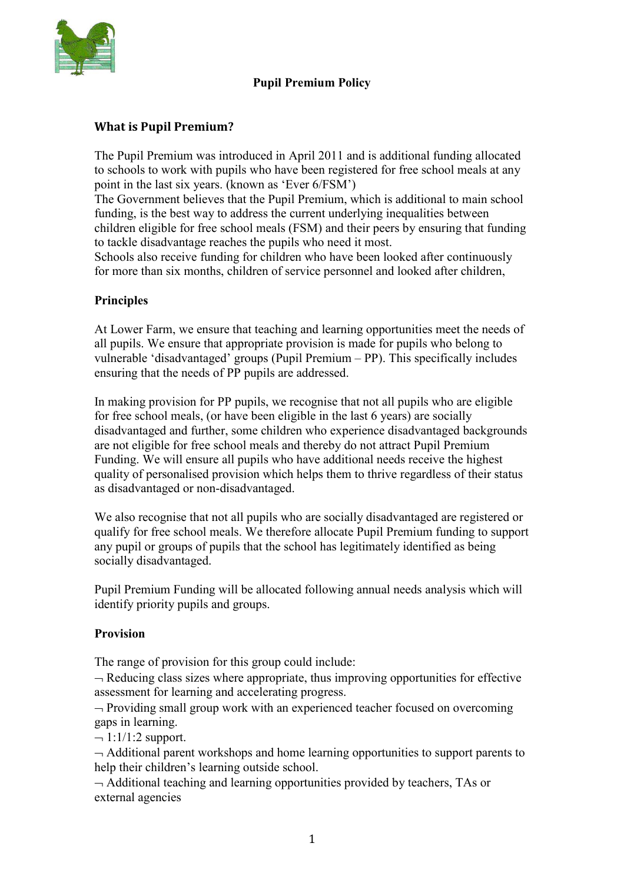# Pupil Premium Policy

## What is Pupil Premium?

The Pupil Premium was introduced in April 2011 and is additional funding allocated to schools to work with pupils who have been registered for free school meals at any point in the last six years. (known as 'Ever 6/FSM')
The Government believes that the Pupil Premium, which is additional to main school funding, is the best way to address the current underlying inequalities between children eligible for free school meals (FSM) and their peers by ensuring that funding to tackle disadvantage reaches the pupils who need it most.
Schools also receive funding for children who have been looked after continuously for more than six months, children of service personnel and looked after children,

## Principles

At Lower Farm, we ensure that teaching and learning opportunities meet the needs of all pupils. We ensure that appropriate provision is made for pupils who belong to vulnerable 'disadvantaged' groups (Pupil Premium – PP). This specifically includes ensuring that the needs of PP pupils are addressed.

In making provision for PP pupils, we recognise that not all pupils who are eligible for free school meals, (or have been eligible in the last 6 years) are socially disadvantaged and further, some children who experience disadvantaged backgrounds are not eligible for free school meals and thereby do not attract Pupil Premium Funding. We will ensure all pupils who have additional needs receive the highest quality of personalised provision which helps them to thrive regardless of their status as disadvantaged or non-disadvantaged.

We also recognise that not all pupils who are socially disadvantaged are registered or qualify for free school meals. We therefore allocate Pupil Premium funding to support any pupil or groups of pupils that the school has legitimately identified as being socially disadvantaged.

Pupil Premium Funding will be allocated following annual needs analysis which will identify priority pupils and groups.

## Provision

The range of provision for this group could include:

- Reducing class sizes where appropriate, thus improving opportunities for effective assessment for learning and accelerating progress.
- Providing small group work with an experienced teacher focused on overcoming gaps in learning.
- 1:1/1:2 support.
- Additional parent workshops and home learning opportunities to support parents to help their children's learning outside school.
- Additional teaching and learning opportunities provided by teachers, TAs or external agencies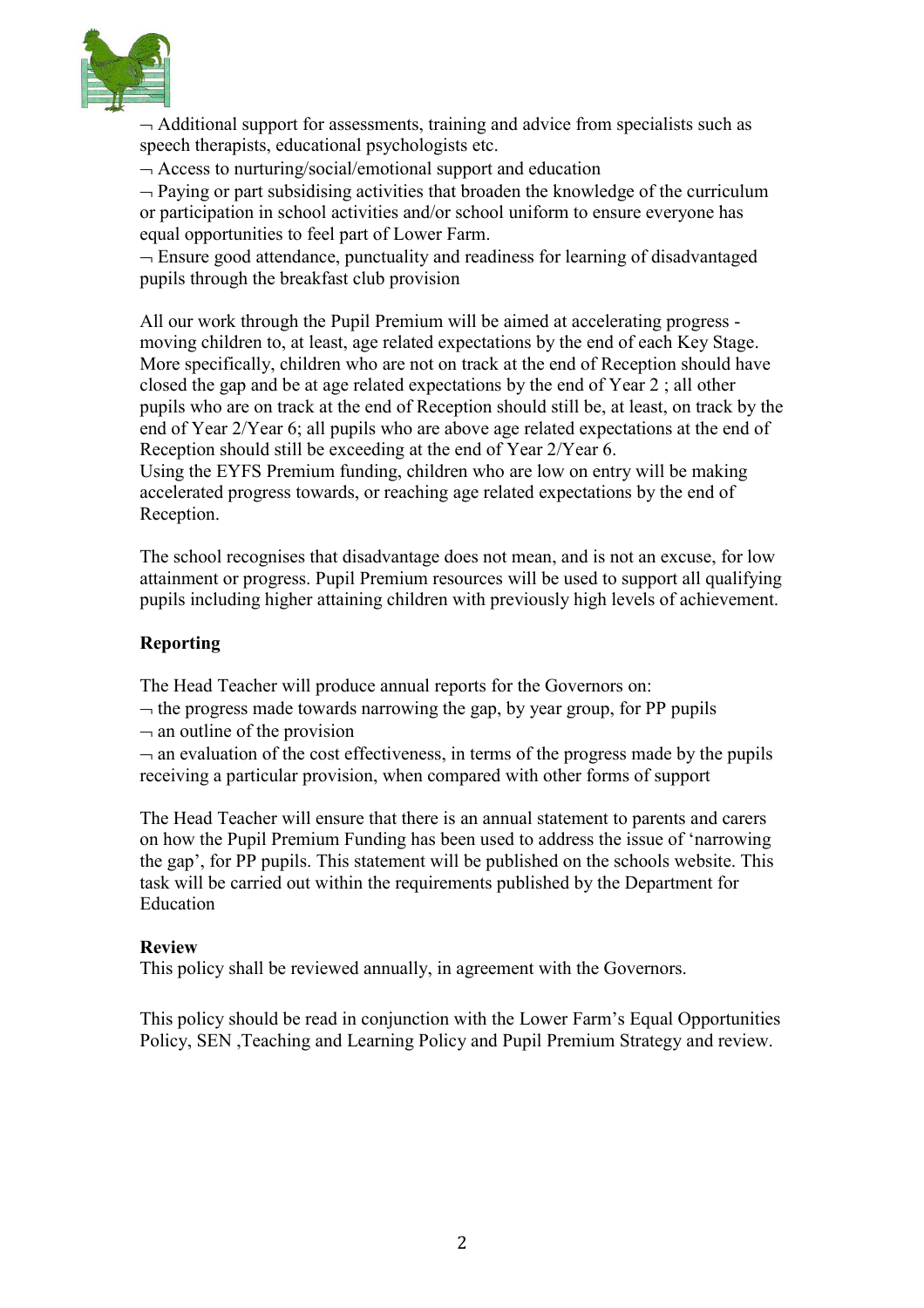- Additional support for assessments, training and advice from specialists such as speech therapists, educational psychologists etc.
- Access to nurturing/social/emotional support and education
- Paying or part subsidising activities that broaden the knowledge of the curriculum or participation in school activities and/or school uniform to ensure everyone has equal opportunities to feel part of Lower Farm.
- Ensure good attendance, punctuality and readiness for learning of disadvantaged pupils through the breakfast club provision

All our work through the Pupil Premium will be aimed at accelerating progress - moving children to, at least, age related expectations by the end of each Key Stage. More specifically, children who are not on track at the end of Reception should have closed the gap and be at age related expectations by the end of Year 2 ; all other pupils who are on track at the end of Reception should still be, at least, on track by the end of Year 2/Year 6; all pupils who are above age related expectations at the end of Reception should still be exceeding at the end of Year 2/Year 6.
Using the EYFS Premium funding, children who are low on entry will be making accelerated progress towards, or reaching age related expectations by the end of Reception.

The school recognises that disadvantage does not mean, and is not an excuse, for low attainment or progress. Pupil Premium resources will be used to support all qualifying pupils including higher attaining children with previously high levels of achievement.

**Reporting**

The Head Teacher will produce annual reports for the Governors on:

- the progress made towards narrowing the gap, by year group, for PP pupils
- an outline of the provision
- an evaluation of the cost effectiveness, in terms of the progress made by the pupils receiving a particular provision, when compared with other forms of support

The Head Teacher will ensure that there is an annual statement to parents and carers on how the Pupil Premium Funding has been used to address the issue of 'narrowing the gap', for PP pupils. This statement will be published on the schools website. This task will be carried out within the requirements published by the Department for Education

**Review**

This policy shall be reviewed annually, in agreement with the Governors.

This policy should be read in conjunction with the Lower Farm's Equal Opportunities Policy, SEN ,Teaching and Learning Policy and Pupil Premium Strategy and review.